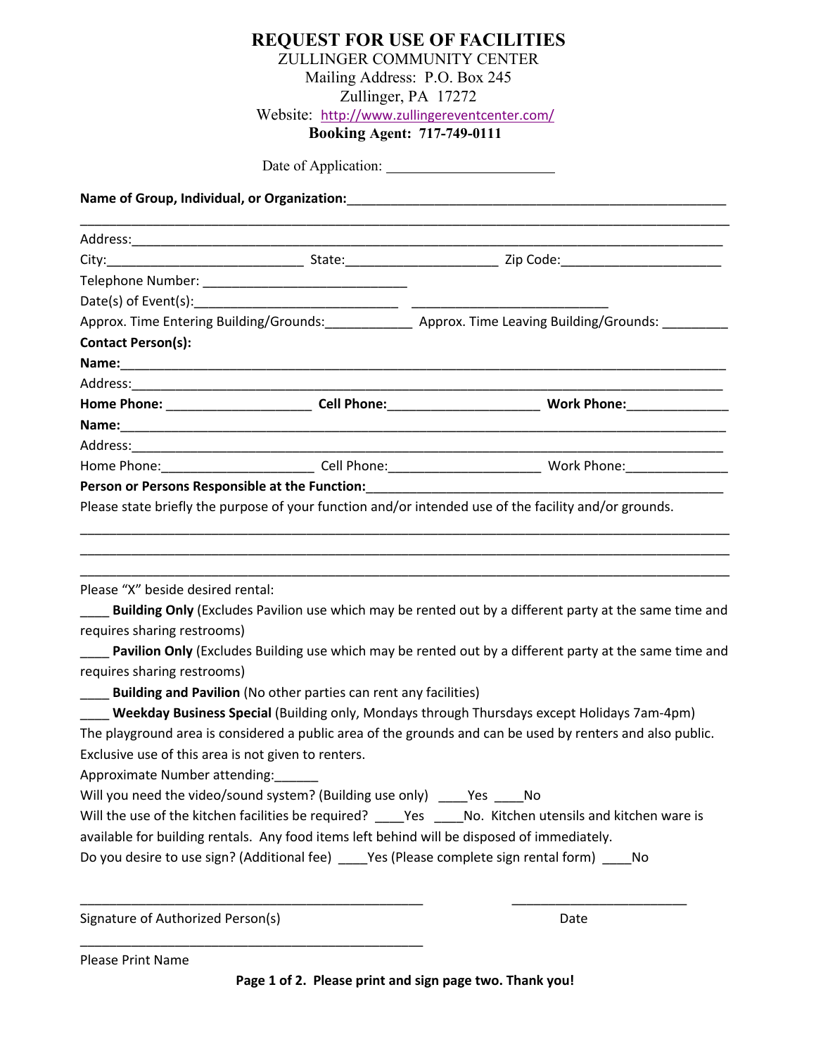# REQUEST FOR USE OF FACILITIES

ZULLINGER COMMUNITY CENTER
Mailing Address: P.O. Box 245
Zullinger, PA 17272
Website: http://www.zullingereventcenter.com/
**Booking Agent: 717-749-0111**

Date of Application: ______________________

**Name of Group, Individual, or Organization:**__________________________________________________

________________________________________________________________________________

Address:________________________________________________________________________

City:___________________________ State:____________________ Zip Code:_____________________

Telephone Number: ____________________________

Date(s) of Event(s):___________________________ ___________________________

Approx. Time Entering Building/Grounds:____________ Approx. Time Leaving Building/Grounds: _________

**Contact Person(s):**

**Name:**__________________________________________________________________________

Address:________________________________________________________________________

**Home Phone:** ___________________ **Cell Phone:**____________________ **Work Phone:**______________

**Name:**__________________________________________________________________________

Address:________________________________________________________________________

Home Phone:____________________ Cell Phone:____________________ Work Phone:______________

**Person or Persons Responsible at the Function:**__________________________________________________

Please state briefly the purpose of your function and/or intended use of the facility and/or grounds.

________________________________________________________________________________

________________________________________________________________________________

________________________________________________________________________________

Please "X" beside desired rental:

____ **Building Only** (Excludes Pavilion use which may be rented out by a different party at the same time and requires sharing restrooms)

____ **Pavilion Only** (Excludes Building use which may be rented out by a different party at the same time and requires sharing restrooms)

____ **Building and Pavilion** (No other parties can rent any facilities)

____ **Weekday Business Special** (Building only, Mondays through Thursdays except Holidays 7am-4pm)

The playground area is considered a public area of the grounds and can be used by renters and also public. Exclusive use of this area is not given to renters.

Approximate Number attending:______

Will you need the video/sound system? (Building use only) ____Yes ____No

Will the use of the kitchen facilities be required? ____Yes ____No. Kitchen utensils and kitchen ware is available for building rentals. Any food items left behind will be disposed of immediately.

Do you desire to use sign? (Additional fee) ____Yes (Please complete sign rental form) ____No

______________________________________________ ________________________

Signature of Authorized Person(s) Date

______________________________________________

Please Print Name

**Please print and sign page two. Thank you!**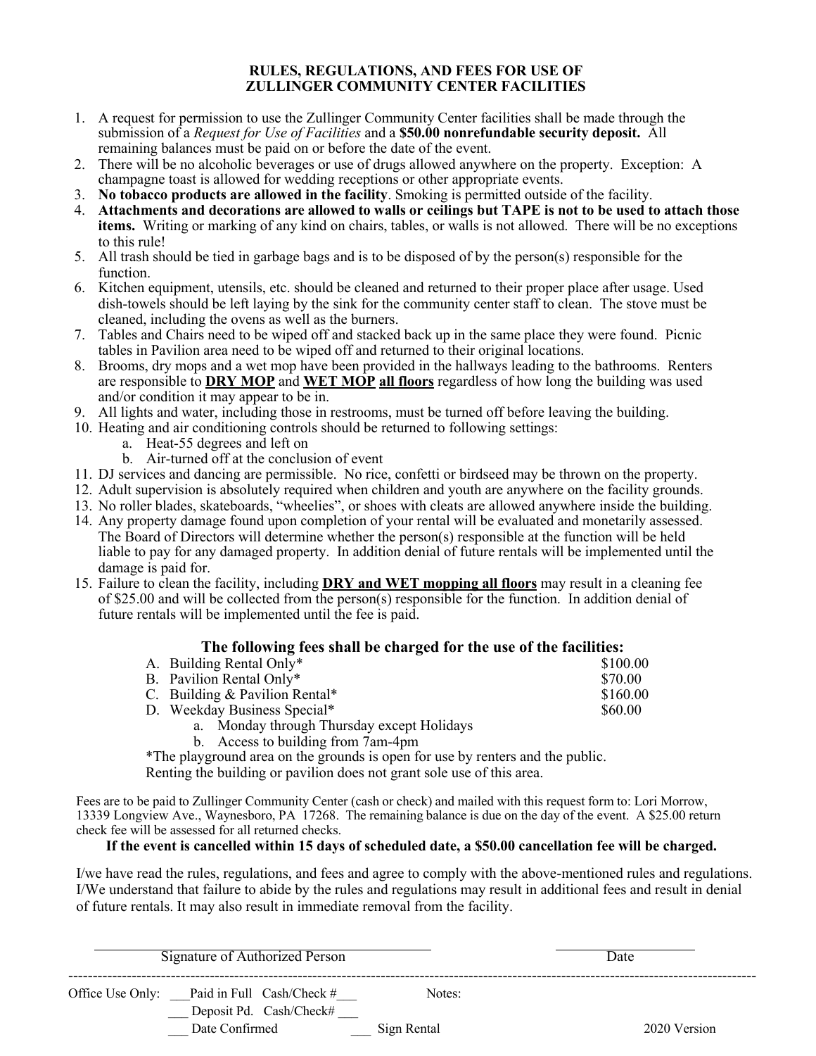# RULES, REGULATIONS, AND FEES FOR USE OF ZULLINGER COMMUNITY CENTER FACILITIES

1. A request for permission to use the Zullinger Community Center facilities shall be made through the submission of a *Request for Use of Facilities* and a **$50.00 nonrefundable security deposit.** All remaining balances must be paid on or before the date of the event.
2. There will be no alcoholic beverages or use of drugs allowed anywhere on the property. Exception: A champagne toast is allowed for wedding receptions or other appropriate events.
3. **No tobacco products are allowed in the facility**. Smoking is permitted outside of the facility.
4. **Attachments and decorations are allowed to walls or ceilings but TAPE is not to be used to attach those items.** Writing or marking of any kind on chairs, tables, or walls is not allowed. There will be no exceptions to this rule!
5. All trash should be tied in garbage bags and is to be disposed of by the person(s) responsible for the function.
6. Kitchen equipment, utensils, etc. should be cleaned and returned to their proper place after usage. Used dish-towels should be left laying by the sink for the community center staff to clean. The stove must be cleaned, including the ovens as well as the burners.
7. Tables and Chairs need to be wiped off and stacked back up in the same place they were found. Picnic tables in Pavilion area need to be wiped off and returned to their original locations.
8. Brooms, dry mops and a wet mop have been provided in the hallways leading to the bathrooms. Renters are responsible to **DRY MOP** and **WET MOP** **all floors** regardless of how long the building was used and/or condition it may appear to be in.
9. All lights and water, including those in restrooms, must be turned off before leaving the building.
10. Heating and air conditioning controls should be returned to following settings:
    a. Heat-55 degrees and left on
    b. Air-turned off at the conclusion of event
11. DJ services and dancing are permissible. No rice, confetti or birdseed may be thrown on the property.
12. Adult supervision is absolutely required when children and youth are anywhere on the facility grounds.
13. No roller blades, skateboards, "wheelies", or shoes with cleats are allowed anywhere inside the building.
14. Any property damage found upon completion of your rental will be evaluated and monetarily assessed. The Board of Directors will determine whether the person(s) responsible at the function will be held liable to pay for any damaged property. In addition denial of future rentals will be implemented until the damage is paid for.
15. Failure to clean the facility, including **DRY and WET mopping all floors** may result in a cleaning fee of $25.00 and will be collected from the person(s) responsible for the function. In addition denial of future rentals will be implemented until the fee is paid.

## The following fees shall be charged for the use of the facilities:

| | |
|---|---|
| A. Building Rental Only* | $100.00 |
| B. Pavilion Rental Only* | $70.00 |
| C. Building & Pavilion Rental* | $160.00 |
| D. Weekday Business Special* | $60.00 |

   a. Monday through Thursday except Holidays
   b. Access to building from 7am-4pm

*The playground area on the grounds is open for use by renters and the public. Renting the building or pavilion does not grant sole use of this area.

Fees are to be paid to Zullinger Community Center (cash or check) and mailed with this request form to: Lori Morrow, 13339 Longview Ave., Waynesboro, PA 17268. The remaining balance is due on the day of the event. A $25.00 return check fee will be assessed for all returned checks.

**If the event is cancelled within 15 days of scheduled date, a $50.00 cancellation fee will be charged.**

I/we have read the rules, regulations, and fees and agree to comply with the above-mentioned rules and regulations. I/We understand that failure to abide by the rules and regulations may result in additional fees and result in denial of future rentals. It may also result in immediate removal from the facility.

______________________________ Signature of Authorized Person

______________ Date

---

Office Use Only: ___Paid in Full Cash/Check #___ Notes:

___ Deposit Pd. Cash/Check# ___

___ Date Confirmed ___ Sign Rental

2020 Version